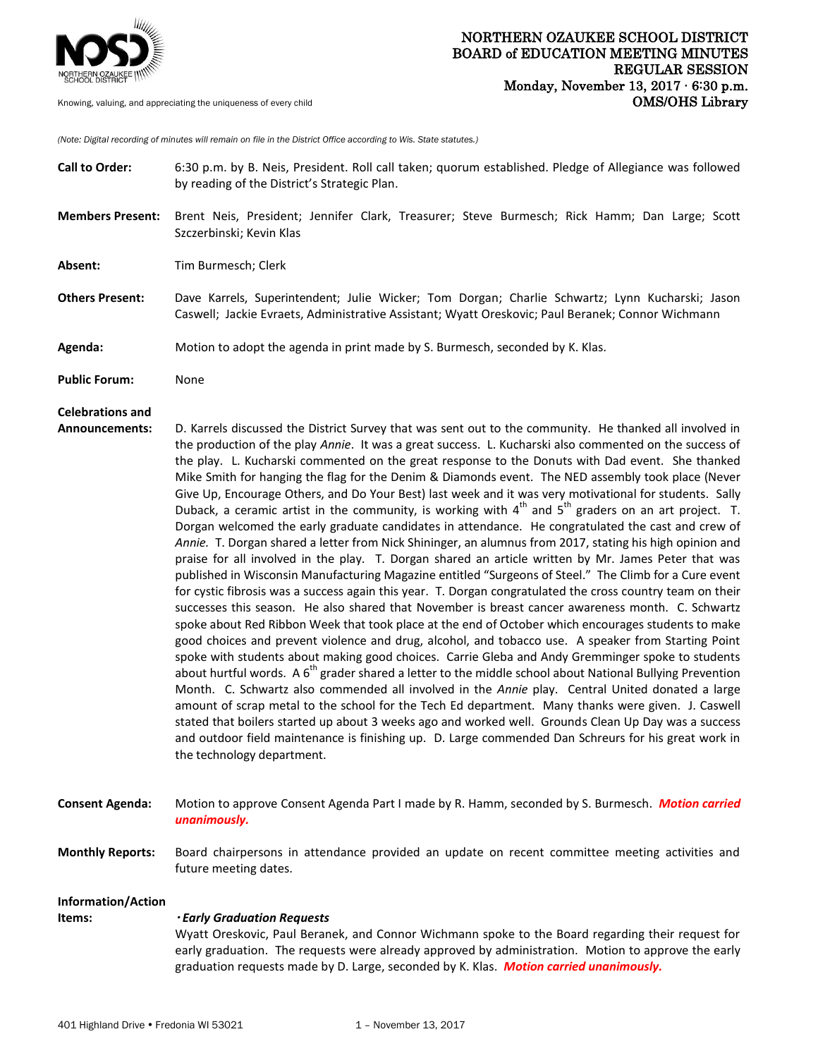# NORTHERN OZAUKEE SCHOOL DISTRICT
## BOARD of EDUCATION MEETING MINUTES
### REGULAR SESSION
**Monday, November 13, 2017 · 6:30 p.m.**
**OMS/OHS Library**

Knowing, valuing, and appreciating the uniqueness of every child

*(Note: Digital recording of minutes will remain on file in the District Office according to Wis. State statutes.)*

**Call to Order:** 6:30 p.m. by B. Neis, President. Roll call taken; quorum established. Pledge of Allegiance was followed by reading of the District's Strategic Plan.

**Members Present:** Brent Neis, President; Jennifer Clark, Treasurer; Steve Burmesch; Rick Hamm; Dan Large; Scott Szczerbinski; Kevin Klas

**Absent:** Tim Burmesch; Clerk

**Others Present:** Dave Karrels, Superintendent; Julie Wicker; Tom Dorgan; Charlie Schwartz; Lynn Kucharski; Jason Caswell; Jackie Evraets, Administrative Assistant; Wyatt Oreskovic; Paul Beranek; Connor Wichmann

**Agenda:** Motion to adopt the agenda in print made by S. Burmesch, seconded by K. Klas.

**Public Forum:** None

**Celebrations and Announcements:** D. Karrels discussed the District Survey that was sent out to the community. He thanked all involved in the production of the play *Annie*. It was a great success. L. Kucharski also commented on the success of the play. L. Kucharski commented on the great response to the Donuts with Dad event. She thanked Mike Smith for hanging the flag for the Denim & Diamonds event. The NED assembly took place (Never Give Up, Encourage Others, and Do Your Best) last week and it was very motivational for students. Sally Duback, a ceramic artist in the community, is working with 4th and 5th graders on an art project. T. Dorgan welcomed the early graduate candidates in attendance. He congratulated the cast and crew of *Annie.* T. Dorgan shared a letter from Nick Shininger, an alumnus from 2017, stating his high opinion and praise for all involved in the play. T. Dorgan shared an article written by Mr. James Peter that was published in Wisconsin Manufacturing Magazine entitled "Surgeons of Steel." The Climb for a Cure event for cystic fibrosis was a success again this year. T. Dorgan congratulated the cross country team on their successes this season. He also shared that November is breast cancer awareness month. C. Schwartz spoke about Red Ribbon Week that took place at the end of October which encourages students to make good choices and prevent violence and drug, alcohol, and tobacco use. A speaker from Starting Point spoke with students about making good choices. Carrie Gleba and Andy Gremminger spoke to students about hurtful words. A 6th grader shared a letter to the middle school about National Bullying Prevention Month. C. Schwartz also commended all involved in the *Annie* play. Central United donated a large amount of scrap metal to the school for the Tech Ed department. Many thanks were given. J. Caswell stated that boilers started up about 3 weeks ago and worked well. Grounds Clean Up Day was a success and outdoor field maintenance is finishing up. D. Large commended Dan Schreurs for his great work in the technology department.

**Consent Agenda:** Motion to approve Consent Agenda Part I made by R. Hamm, seconded by S. Burmesch. ***Motion carried unanimously.***

**Monthly Reports:** Board chairpersons in attendance provided an update on recent committee meeting activities and future meeting dates.

**Information/Action Items:**

**· *Early Graduation Requests***

Wyatt Oreskovic, Paul Beranek, and Connor Wichmann spoke to the Board regarding their request for early graduation. The requests were already approved by administration. Motion to approve the early graduation requests made by D. Large, seconded by K. Klas. ***Motion carried unanimously.***

401 Highland Drive • Fredonia WI 53021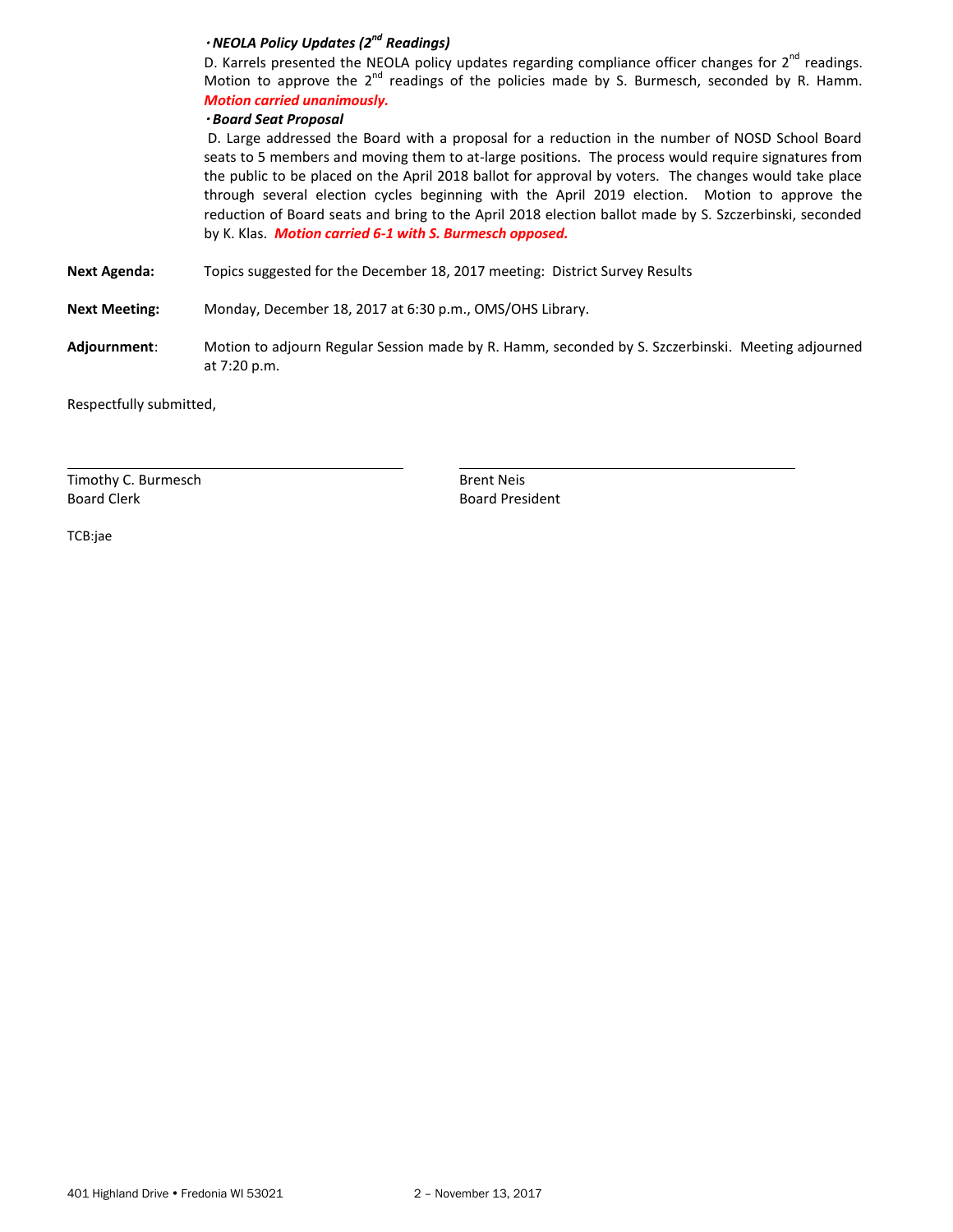**・*NEOLA Policy Updates (2nd Readings)***

D. Karrels presented the NEOLA policy updates regarding compliance officer changes for 2nd readings. Motion to approve the 2nd readings of the policies made by S. Burmesch, seconded by R. Hamm. ***Motion carried unanimously.***

**・*Board Seat Proposal***

D. Large addressed the Board with a proposal for a reduction in the number of NOSD School Board seats to 5 members and moving them to at-large positions. The process would require signatures from the public to be placed on the April 2018 ballot for approval by voters. The changes would take place through several election cycles beginning with the April 2019 election. Motion to approve the reduction of Board seats and bring to the April 2018 election ballot made by S. Szczerbinski, seconded by K. Klas. ***Motion carried 6-1 with S. Burmesch opposed.***

**Next Agenda:** Topics suggested for the December 18, 2017 meeting: District Survey Results

**Next Meeting:** Monday, December 18, 2017 at 6:30 p.m., OMS/OHS Library.

**Adjournment**: Motion to adjourn Regular Session made by R. Hamm, seconded by S. Szczerbinski. Meeting adjourned at 7:20 p.m.

Respectfully submitted,

Timothy C. Burmesch
Board Clerk

Brent Neis
Board President

TCB:jae